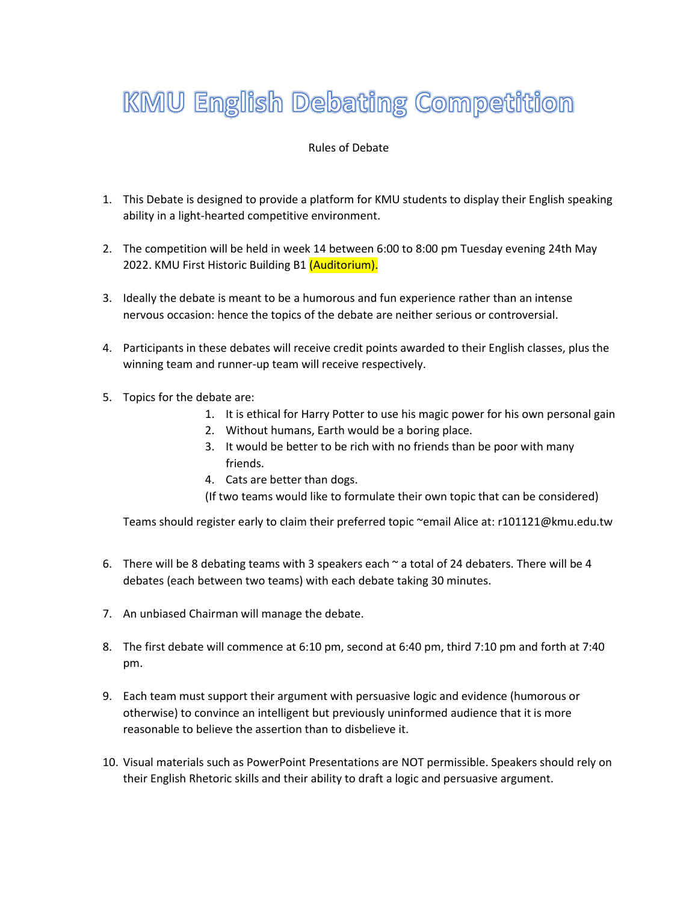# KMU English Debating Competition

Rules of Debate

1. This Debate is designed to provide a platform for KMU students to display their English speaking ability in a light-hearted competitive environment.

2. The competition will be held in week 14 between 6:00 to 8:00 pm Tuesday evening 24th May 2022. KMU First Historic Building B1 (Auditorium).

3. Ideally the debate is meant to be a humorous and fun experience rather than an intense nervous occasion: hence the topics of the debate are neither serious or controversial.

4. Participants in these debates will receive credit points awarded to their English classes, plus the winning team and runner-up team will receive respectively.

5. Topics for the debate are:
    1. It is ethical for Harry Potter to use his magic power for his own personal gain
    2. Without humans, Earth would be a boring place.
    3. It would be better to be rich with no friends than be poor with many friends.
    4. Cats are better than dogs.

    (If two teams would like to formulate their own topic that can be considered)

    Teams should register early to claim their preferred topic ~email Alice at: r101121@kmu.edu.tw

6. There will be 8 debating teams with 3 speakers each ~ a total of 24 debaters. There will be 4 debates (each between two teams) with each debate taking 30 minutes.

7. An unbiased Chairman will manage the debate.

8. The first debate will commence at 6:10 pm, second at 6:40 pm, third 7:10 pm and forth at 7:40 pm.

9. Each team must support their argument with persuasive logic and evidence (humorous or otherwise) to convince an intelligent but previously uninformed audience that it is more reasonable to believe the assertion than to disbelieve it.

10. Visual materials such as PowerPoint Presentations are NOT permissible. Speakers should rely on their English Rhetoric skills and their ability to draft a logic and persuasive argument.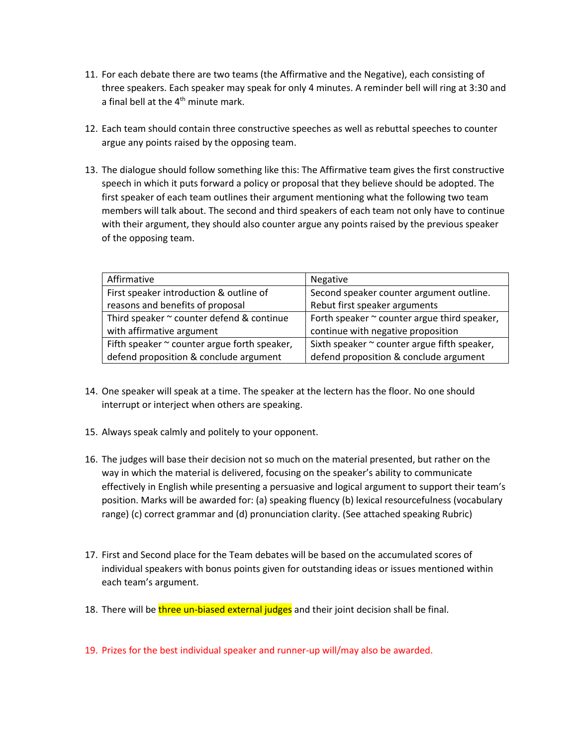11. For each debate there are two teams (the Affirmative and the Negative), each consisting of three speakers. Each speaker may speak for only 4 minutes. A reminder bell will ring at 3:30 and a final bell at the 4th minute mark.

12. Each team should contain three constructive speeches as well as rebuttal speeches to counter argue any points raised by the opposing team.

13. The dialogue should follow something like this: The Affirmative team gives the first constructive speech in which it puts forward a policy or proposal that they believe should be adopted. The first speaker of each team outlines their argument mentioning what the following two team members will talk about. The second and third speakers of each team not only have to continue with their argument, they should also counter argue any points raised by the previous speaker of the opposing team.

| Affirmative | Negative |
|---|---|
| First speaker introduction & outline of reasons and benefits of proposal | Second speaker counter argument outline. Rebut first speaker arguments |
| Third speaker ~ counter defend & continue with affirmative argument | Forth speaker ~ counter argue third speaker, continue with negative proposition |
| Fifth speaker ~ counter argue forth speaker, defend proposition & conclude argument | Sixth speaker ~ counter argue fifth speaker, defend proposition & conclude argument |

14. One speaker will speak at a time. The speaker at the lectern has the floor. No one should interrupt or interject when others are speaking.

15. Always speak calmly and politely to your opponent.

16. The judges will base their decision not so much on the material presented, but rather on the way in which the material is delivered, focusing on the speaker's ability to communicate effectively in English while presenting a persuasive and logical argument to support their team's position. Marks will be awarded for: (a) speaking fluency (b) lexical resourcefulness (vocabulary range) (c) correct grammar and (d) pronunciation clarity. (See attached speaking Rubric)

17. First and Second place for the Team debates will be based on the accumulated scores of individual speakers with bonus points given for outstanding ideas or issues mentioned within each team's argument.

18. There will be three un-biased external judges and their joint decision shall be final.

19. Prizes for the best individual speaker and runner-up will/may also be awarded.